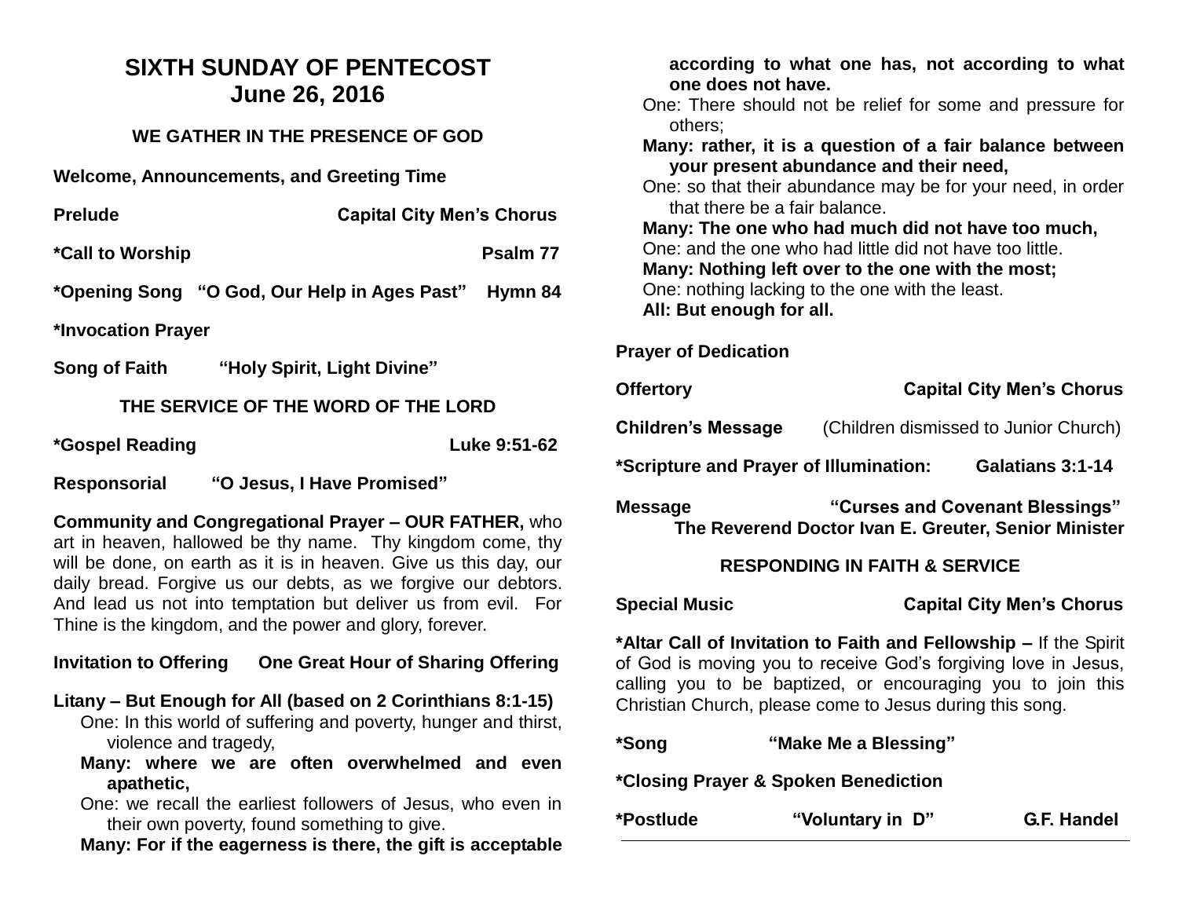# SIXTH SUNDAY OF PENTECOST
# June 26, 2016

## WE GATHER IN THE PRESENCE OF GOD

**Welcome, Announcements, and Greeting Time**

**Prelude** **Capital City Men's Chorus**

**\*Call to Worship** **Psalm 77**

**\*Opening Song "O God, Our Help in Ages Past" Hymn 84**

**\*Invocation Prayer**

**Song of Faith "Holy Spirit, Light Divine"**

## THE SERVICE OF THE WORD OF THE LORD

**\*Gospel Reading** **Luke 9:51-62**

**Responsorial "O Jesus, I Have Promised"**

**Community and Congregational Prayer – OUR FATHER,** who art in heaven, hallowed be thy name. Thy kingdom come, thy will be done, on earth as it is in heaven. Give us this day, our daily bread. Forgive us our debts, as we forgive our debtors. And lead us not into temptation but deliver us from evil. For Thine is the kingdom, and the power and glory, forever.

**Invitation to Offering One Great Hour of Sharing Offering**

**Litany – But Enough for All (based on 2 Corinthians 8:1-15)**

One: In this world of suffering and poverty, hunger and thirst, violence and tragedy,

**Many: where we are often overwhelmed and even apathetic,**

One: we recall the earliest followers of Jesus, who even in their own poverty, found something to give.

**Many: For if the eagerness is there, the gift is acceptable according to what one has, not according to what one does not have.**

One: There should not be relief for some and pressure for others;

**Many: rather, it is a question of a fair balance between your present abundance and their need,**

One: so that their abundance may be for your need, in order that there be a fair balance.

**Many: The one who had much did not have too much,**

One: and the one who had little did not have too little.

**Many: Nothing left over to the one with the most;**

One: nothing lacking to the one with the least.

**All: But enough for all.**

**Prayer of Dedication**

**Offertory** **Capital City Men's Chorus**

**Children's Message** (Children dismissed to Junior Church)

**\*Scripture and Prayer of Illumination: Galatians 3:1-14**

**Message "Curses and Covenant Blessings"**
**The Reverend Doctor Ivan E. Greuter, Senior Minister**

## RESPONDING IN FAITH & SERVICE

**Special Music** **Capital City Men's Chorus**

**\*Altar Call of Invitation to Faith and Fellowship –** If the Spirit of God is moving you to receive God's forgiving love in Jesus, calling you to be baptized, or encouraging you to join this Christian Church, please come to Jesus during this song.

**\*Song "Make Me a Blessing"**

**\*Closing Prayer & Spoken Benediction**

**\*Postlude "Voluntary in D" G.F. Handel**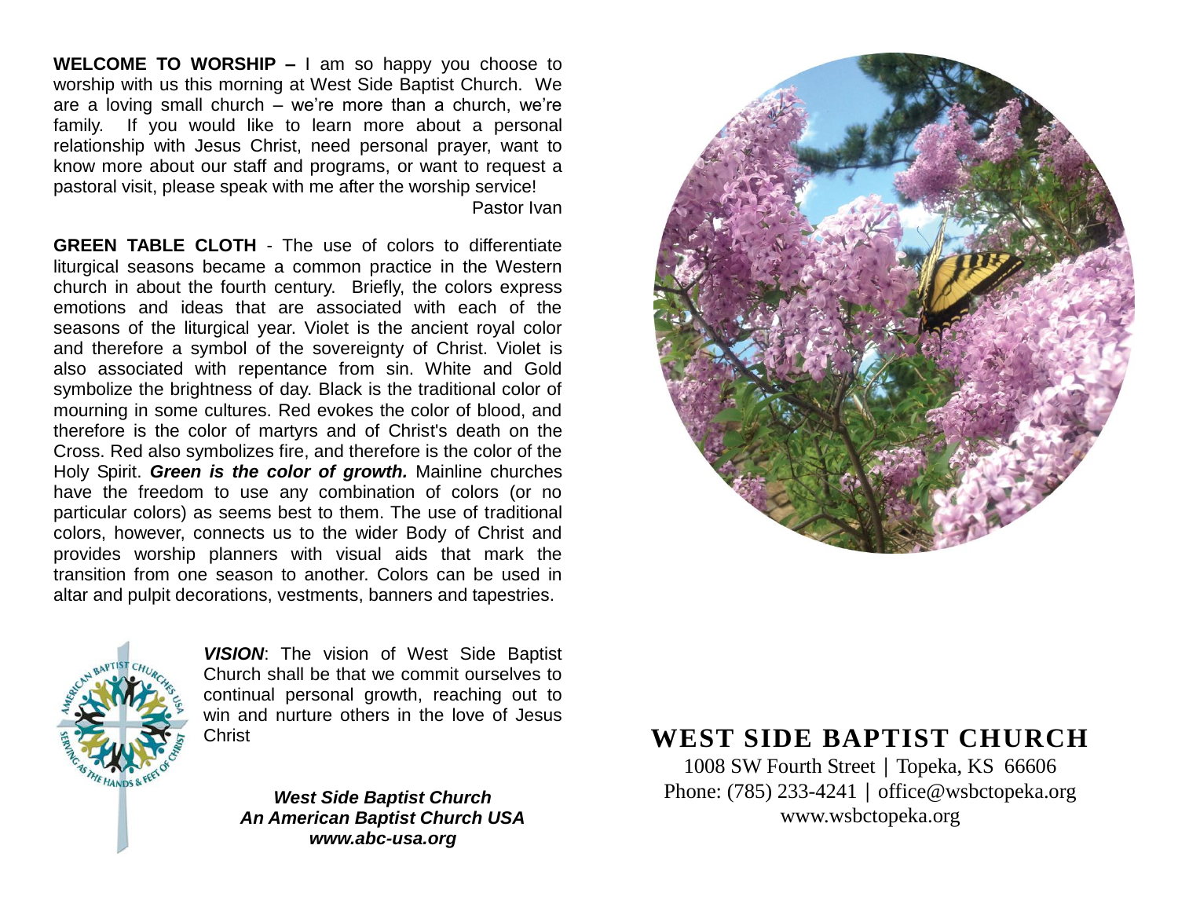**WELCOME TO WORSHIP –** I am so happy you choose to worship with us this morning at West Side Baptist Church. We are a loving small church – we're more than a church, we're family. If you would like to learn more about a personal relationship with Jesus Christ, need personal prayer, want to know more about our staff and programs, or want to request a pastoral visit, please speak with me after the worship service!

Pastor Ivan

**GREEN TABLE CLOTH** - The use of colors to differentiate liturgical seasons became a common practice in the Western church in about the fourth century. Briefly, the colors express emotions and ideas that are associated with each of the seasons of the liturgical year. Violet is the ancient royal color and therefore a symbol of the sovereignty of Christ. Violet is also associated with repentance from sin. White and Gold symbolize the brightness of day. Black is the traditional color of mourning in some cultures. Red evokes the color of blood, and therefore is the color of martyrs and of Christ's death on the Cross. Red also symbolizes fire, and therefore is the color of the Holy Spirit. ***Green is the color of growth.*** Mainline churches have the freedom to use any combination of colors (or no particular colors) as seems best to them. The use of traditional colors, however, connects us to the wider Body of Christ and provides worship planners with visual aids that mark the transition from one season to another. Colors can be used in altar and pulpit decorations, vestments, banners and tapestries.

***VISION***: The vision of West Side Baptist Church shall be that we commit ourselves to continual personal growth, reaching out to win and nurture others in the love of Jesus Christ

***West Side Baptist Church***
***An American Baptist Church USA***
***www.abc-usa.org***

# WEST SIDE BAPTIST CHURCH

1008 SW Fourth Street | Topeka, KS 66606
Phone: (785) 233-4241 | office@wsbctopeka.org
www.wsbctopeka.org